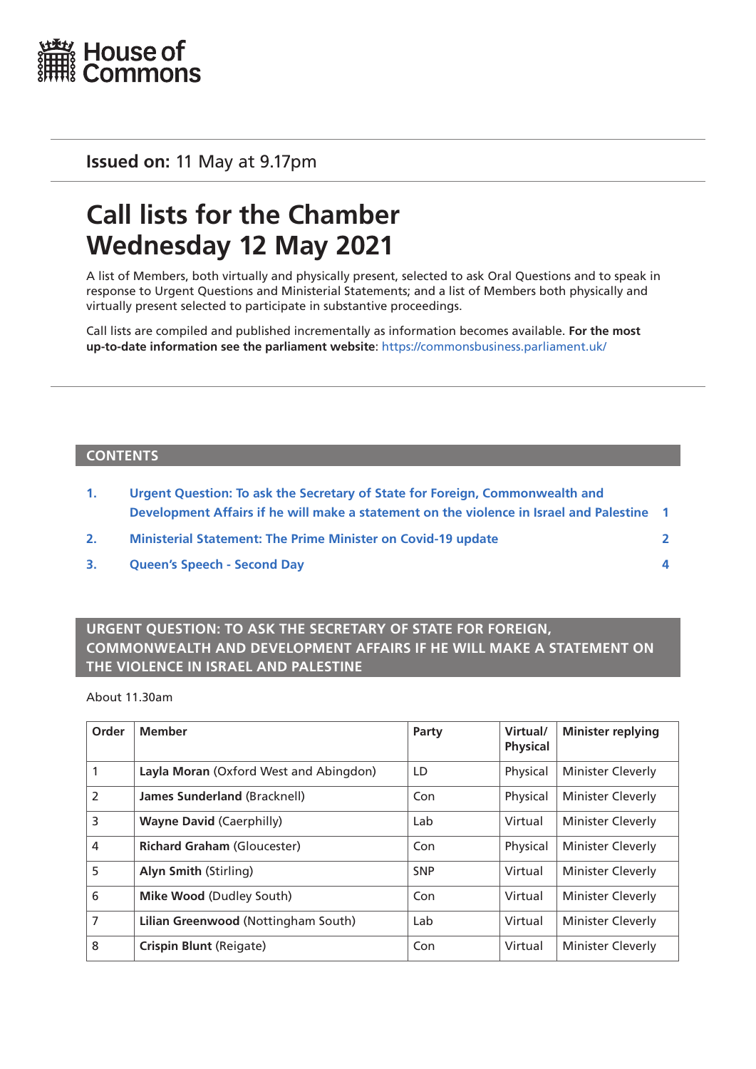House of Commons

**Issued on:** 11 May at 9.17pm

# Call lists for the Chamber Wednesday 12 May 2021

A list of Members, both virtually and physically present, selected to ask Oral Questions and to speak in response to Urgent Questions and Ministerial Statements; and a list of Members both physically and virtually present selected to participate in substantive proceedings.

Call lists are compiled and published incrementally as information becomes available. **For the most up-to-date information see the parliament website**: https://commonsbusiness.parliament.uk/

## CONTENTS

1. Urgent Question: To ask the Secretary of State for Foreign, Commonwealth and Development Affairs if he will make a statement on the violence in Israel and Palestine 1
2. Ministerial Statement: The Prime Minister on Covid-19 update 2
3. Queen's Speech - Second Day 4

## URGENT QUESTION: TO ASK THE SECRETARY OF STATE FOR FOREIGN, COMMONWEALTH AND DEVELOPMENT AFFAIRS IF HE WILL MAKE A STATEMENT ON THE VIOLENCE IN ISRAEL AND PALESTINE

About 11.30am

| Order | Member | Party | Virtual/ Physical | Minister replying |
|---|---|---|---|---|
| 1 | **Layla Moran** (Oxford West and Abingdon) | LD | Physical | Minister Cleverly |
| 2 | **James Sunderland** (Bracknell) | Con | Physical | Minister Cleverly |
| 3 | **Wayne David** (Caerphilly) | Lab | Virtual | Minister Cleverly |
| 4 | **Richard Graham** (Gloucester) | Con | Physical | Minister Cleverly |
| 5 | **Alyn Smith** (Stirling) | SNP | Virtual | Minister Cleverly |
| 6 | **Mike Wood** (Dudley South) | Con | Virtual | Minister Cleverly |
| 7 | **Lilian Greenwood** (Nottingham South) | Lab | Virtual | Minister Cleverly |
| 8 | **Crispin Blunt** (Reigate) | Con | Virtual | Minister Cleverly |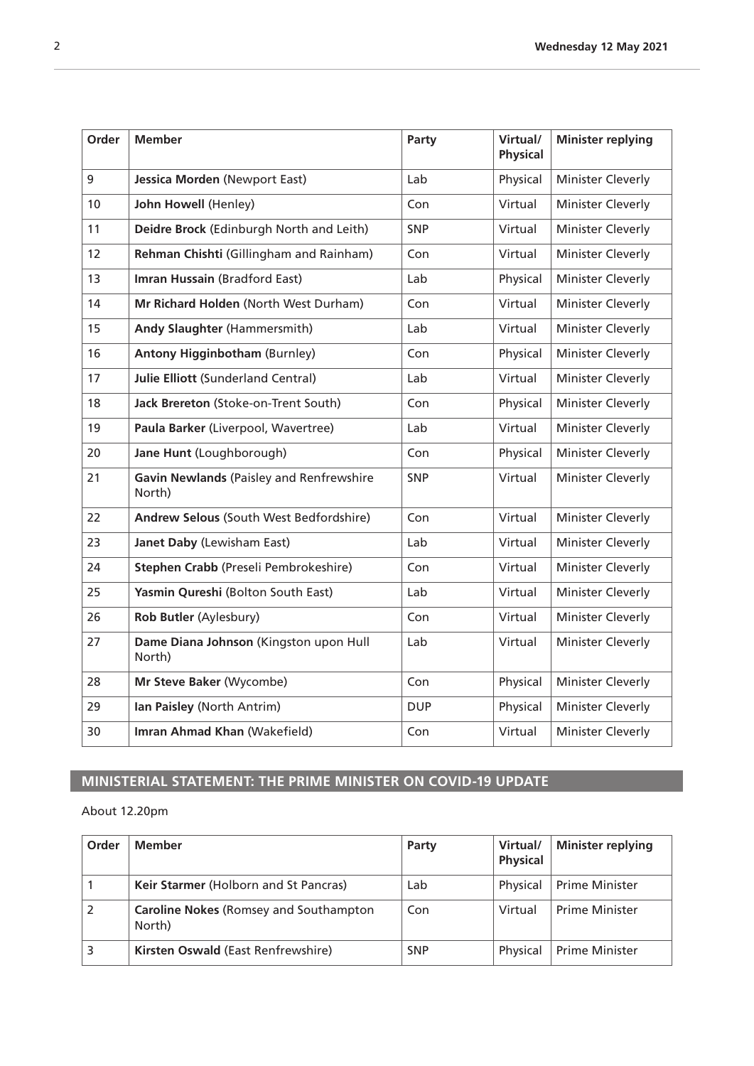| Order | Member | Party | Virtual/ Physical | Minister replying |
|---|---|---|---|---|
| 9 | **Jessica Morden** (Newport East) | Lab | Physical | Minister Cleverly |
| 10 | **John Howell** (Henley) | Con | Virtual | Minister Cleverly |
| 11 | **Deidre Brock** (Edinburgh North and Leith) | SNP | Virtual | Minister Cleverly |
| 12 | **Rehman Chishti** (Gillingham and Rainham) | Con | Virtual | Minister Cleverly |
| 13 | **Imran Hussain** (Bradford East) | Lab | Physical | Minister Cleverly |
| 14 | **Mr Richard Holden** (North West Durham) | Con | Virtual | Minister Cleverly |
| 15 | **Andy Slaughter** (Hammersmith) | Lab | Virtual | Minister Cleverly |
| 16 | **Antony Higginbotham** (Burnley) | Con | Physical | Minister Cleverly |
| 17 | **Julie Elliott** (Sunderland Central) | Lab | Virtual | Minister Cleverly |
| 18 | **Jack Brereton** (Stoke-on-Trent South) | Con | Physical | Minister Cleverly |
| 19 | **Paula Barker** (Liverpool, Wavertree) | Lab | Virtual | Minister Cleverly |
| 20 | **Jane Hunt** (Loughborough) | Con | Physical | Minister Cleverly |
| 21 | **Gavin Newlands** (Paisley and Renfrewshire North) | SNP | Virtual | Minister Cleverly |
| 22 | **Andrew Selous** (South West Bedfordshire) | Con | Virtual | Minister Cleverly |
| 23 | **Janet Daby** (Lewisham East) | Lab | Virtual | Minister Cleverly |
| 24 | **Stephen Crabb** (Preseli Pembrokeshire) | Con | Virtual | Minister Cleverly |
| 25 | **Yasmin Qureshi** (Bolton South East) | Lab | Virtual | Minister Cleverly |
| 26 | **Rob Butler** (Aylesbury) | Con | Virtual | Minister Cleverly |
| 27 | **Dame Diana Johnson** (Kingston upon Hull North) | Lab | Virtual | Minister Cleverly |
| 28 | **Mr Steve Baker** (Wycombe) | Con | Physical | Minister Cleverly |
| 29 | **Ian Paisley** (North Antrim) | DUP | Physical | Minister Cleverly |
| 30 | **Imran Ahmad Khan** (Wakefield) | Con | Virtual | Minister Cleverly |

## MINISTERIAL STATEMENT: THE PRIME MINISTER ON COVID-19 UPDATE

About 12.20pm

| Order | Member | Party | Virtual/ Physical | Minister replying |
|---|---|---|---|---|
| 1 | **Keir Starmer** (Holborn and St Pancras) | Lab | Physical | Prime Minister |
| 2 | **Caroline Nokes** (Romsey and Southampton North) | Con | Virtual | Prime Minister |
| 3 | **Kirsten Oswald** (East Renfrewshire) | SNP | Physical | Prime Minister |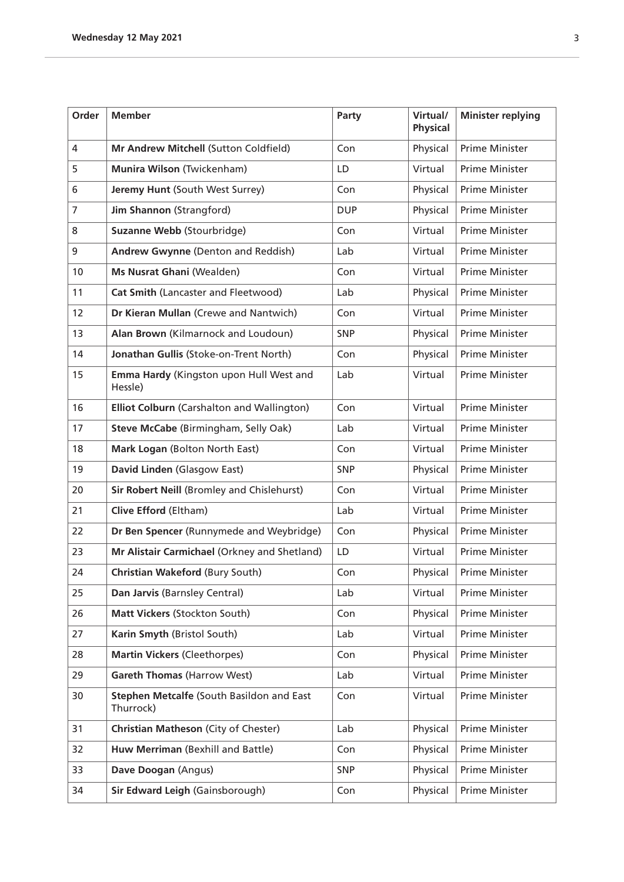| Order | Member | Party | Virtual/ Physical | Minister replying |
|---|---|---|---|---|
| 4 | **Mr Andrew Mitchell** (Sutton Coldfield) | Con | Physical | Prime Minister |
| 5 | **Munira Wilson** (Twickenham) | LD | Virtual | Prime Minister |
| 6 | **Jeremy Hunt** (South West Surrey) | Con | Physical | Prime Minister |
| 7 | **Jim Shannon** (Strangford) | DUP | Physical | Prime Minister |
| 8 | **Suzanne Webb** (Stourbridge) | Con | Virtual | Prime Minister |
| 9 | **Andrew Gwynne** (Denton and Reddish) | Lab | Virtual | Prime Minister |
| 10 | **Ms Nusrat Ghani** (Wealden) | Con | Virtual | Prime Minister |
| 11 | **Cat Smith** (Lancaster and Fleetwood) | Lab | Physical | Prime Minister |
| 12 | **Dr Kieran Mullan** (Crewe and Nantwich) | Con | Virtual | Prime Minister |
| 13 | **Alan Brown** (Kilmarnock and Loudoun) | SNP | Physical | Prime Minister |
| 14 | **Jonathan Gullis** (Stoke-on-Trent North) | Con | Physical | Prime Minister |
| 15 | **Emma Hardy** (Kingston upon Hull West and Hessle) | Lab | Virtual | Prime Minister |
| 16 | **Elliot Colburn** (Carshalton and Wallington) | Con | Virtual | Prime Minister |
| 17 | **Steve McCabe** (Birmingham, Selly Oak) | Lab | Virtual | Prime Minister |
| 18 | **Mark Logan** (Bolton North East) | Con | Virtual | Prime Minister |
| 19 | **David Linden** (Glasgow East) | SNP | Physical | Prime Minister |
| 20 | **Sir Robert Neill** (Bromley and Chislehurst) | Con | Virtual | Prime Minister |
| 21 | **Clive Efford** (Eltham) | Lab | Virtual | Prime Minister |
| 22 | **Dr Ben Spencer** (Runnymede and Weybridge) | Con | Physical | Prime Minister |
| 23 | **Mr Alistair Carmichael** (Orkney and Shetland) | LD | Virtual | Prime Minister |
| 24 | **Christian Wakeford** (Bury South) | Con | Physical | Prime Minister |
| 25 | **Dan Jarvis** (Barnsley Central) | Lab | Virtual | Prime Minister |
| 26 | **Matt Vickers** (Stockton South) | Con | Physical | Prime Minister |
| 27 | **Karin Smyth** (Bristol South) | Lab | Virtual | Prime Minister |
| 28 | **Martin Vickers** (Cleethorpes) | Con | Physical | Prime Minister |
| 29 | **Gareth Thomas** (Harrow West) | Lab | Virtual | Prime Minister |
| 30 | **Stephen Metcalfe** (South Basildon and East Thurrock) | Con | Virtual | Prime Minister |
| 31 | **Christian Matheson** (City of Chester) | Lab | Physical | Prime Minister |
| 32 | **Huw Merriman** (Bexhill and Battle) | Con | Physical | Prime Minister |
| 33 | **Dave Doogan** (Angus) | SNP | Physical | Prime Minister |
| 34 | **Sir Edward Leigh** (Gainsborough) | Con | Physical | Prime Minister |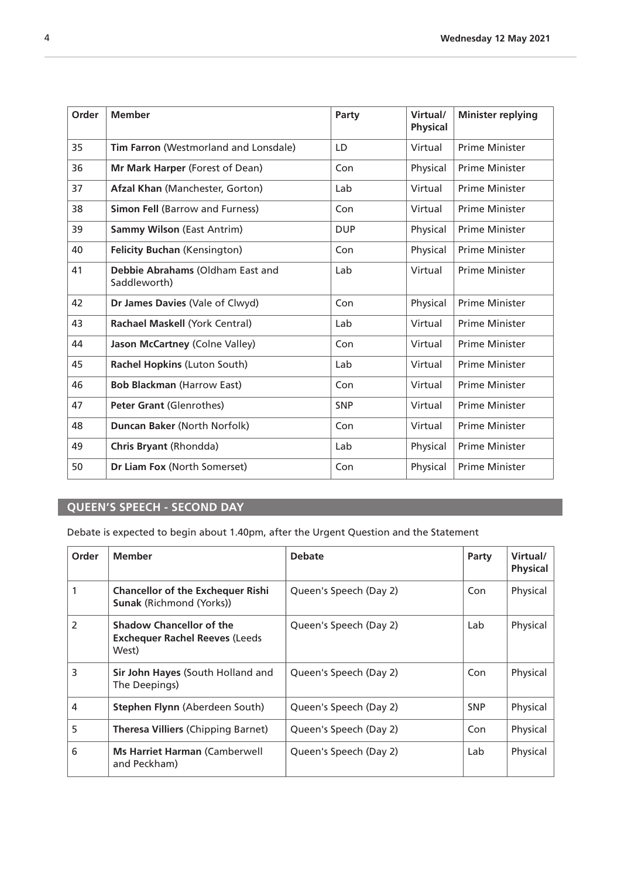| Order | Member | Party | Virtual/ Physical | Minister replying |
|---|---|---|---|---|
| 35 | **Tim Farron** (Westmorland and Lonsdale) | LD | Virtual | Prime Minister |
| 36 | **Mr Mark Harper** (Forest of Dean) | Con | Physical | Prime Minister |
| 37 | **Afzal Khan** (Manchester, Gorton) | Lab | Virtual | Prime Minister |
| 38 | **Simon Fell** (Barrow and Furness) | Con | Virtual | Prime Minister |
| 39 | **Sammy Wilson** (East Antrim) | DUP | Physical | Prime Minister |
| 40 | **Felicity Buchan** (Kensington) | Con | Physical | Prime Minister |
| 41 | **Debbie Abrahams** (Oldham East and Saddleworth) | Lab | Virtual | Prime Minister |
| 42 | **Dr James Davies** (Vale of Clwyd) | Con | Physical | Prime Minister |
| 43 | **Rachael Maskell** (York Central) | Lab | Virtual | Prime Minister |
| 44 | **Jason McCartney** (Colne Valley) | Con | Virtual | Prime Minister |
| 45 | **Rachel Hopkins** (Luton South) | Lab | Virtual | Prime Minister |
| 46 | **Bob Blackman** (Harrow East) | Con | Virtual | Prime Minister |
| 47 | **Peter Grant** (Glenrothes) | SNP | Virtual | Prime Minister |
| 48 | **Duncan Baker** (North Norfolk) | Con | Virtual | Prime Minister |
| 49 | **Chris Bryant** (Rhondda) | Lab | Physical | Prime Minister |
| 50 | **Dr Liam Fox** (North Somerset) | Con | Physical | Prime Minister |

## QUEEN'S SPEECH - SECOND DAY

Debate is expected to begin about 1.40pm, after the Urgent Question and the Statement

| Order | Member | Debate | Party | Virtual/ Physical |
|---|---|---|---|---|
| 1 | **Chancellor of the Exchequer Rishi Sunak** (Richmond (Yorks)) | Queen's Speech (Day 2) | Con | Physical |
| 2 | **Shadow Chancellor of the Exchequer Rachel Reeves** (Leeds West) | Queen's Speech (Day 2) | Lab | Physical |
| 3 | **Sir John Hayes** (South Holland and The Deepings) | Queen's Speech (Day 2) | Con | Physical |
| 4 | **Stephen Flynn** (Aberdeen South) | Queen's Speech (Day 2) | SNP | Physical |
| 5 | **Theresa Villiers** (Chipping Barnet) | Queen's Speech (Day 2) | Con | Physical |
| 6 | **Ms Harriet Harman** (Camberwell and Peckham) | Queen's Speech (Day 2) | Lab | Physical |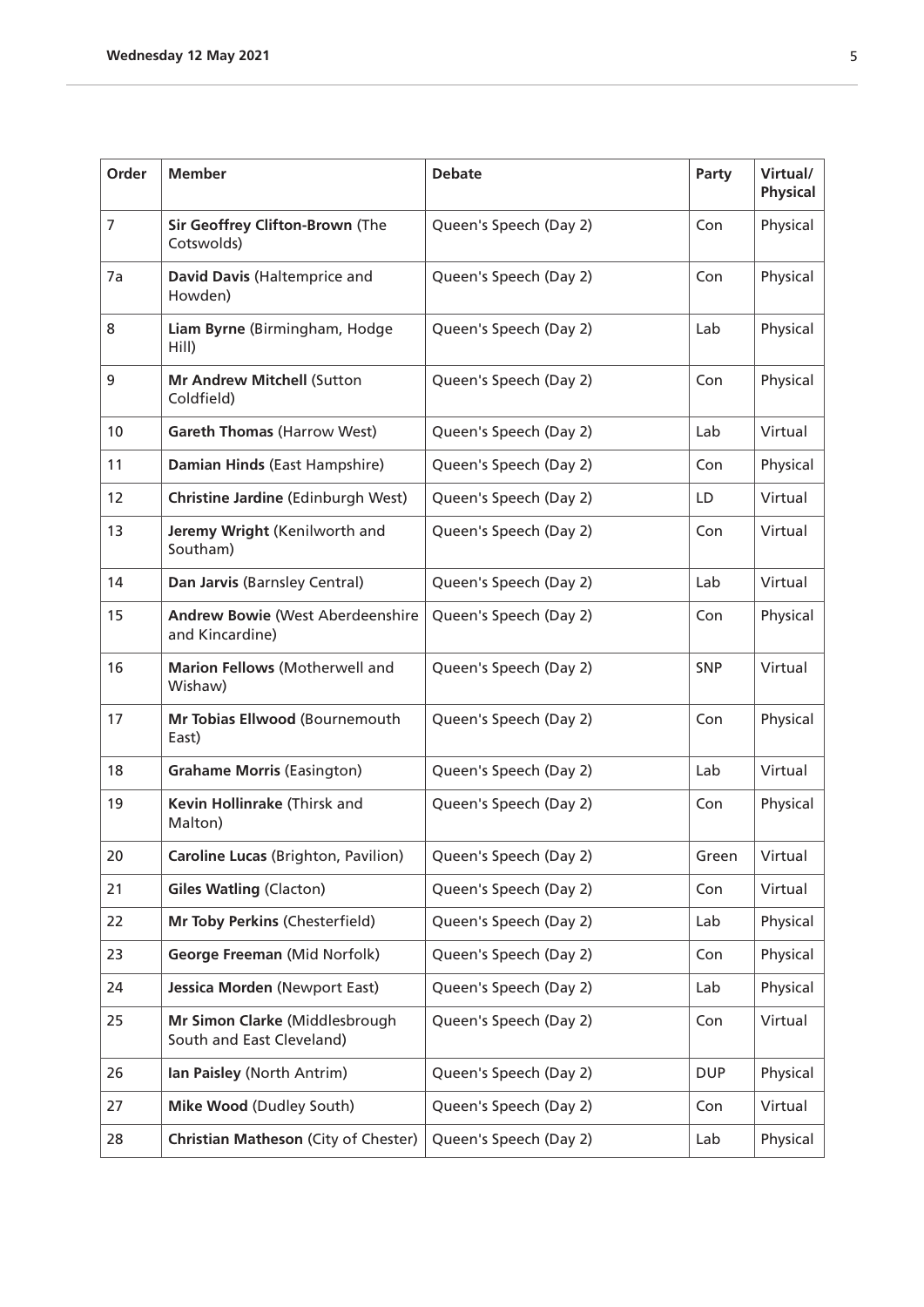| Order | Member | Debate | Party | Virtual/ Physical |
|---|---|---|---|---|
| 7 | **Sir Geoffrey Clifton-Brown** (The Cotswolds) | Queen's Speech (Day 2) | Con | Physical |
| 7a | **David Davis** (Haltemprice and Howden) | Queen's Speech (Day 2) | Con | Physical |
| 8 | **Liam Byrne** (Birmingham, Hodge Hill) | Queen's Speech (Day 2) | Lab | Physical |
| 9 | **Mr Andrew Mitchell** (Sutton Coldfield) | Queen's Speech (Day 2) | Con | Physical |
| 10 | **Gareth Thomas** (Harrow West) | Queen's Speech (Day 2) | Lab | Virtual |
| 11 | **Damian Hinds** (East Hampshire) | Queen's Speech (Day 2) | Con | Physical |
| 12 | **Christine Jardine** (Edinburgh West) | Queen's Speech (Day 2) | LD | Virtual |
| 13 | **Jeremy Wright** (Kenilworth and Southam) | Queen's Speech (Day 2) | Con | Virtual |
| 14 | **Dan Jarvis** (Barnsley Central) | Queen's Speech (Day 2) | Lab | Virtual |
| 15 | **Andrew Bowie** (West Aberdeenshire and Kincardine) | Queen's Speech (Day 2) | Con | Physical |
| 16 | **Marion Fellows** (Motherwell and Wishaw) | Queen's Speech (Day 2) | SNP | Virtual |
| 17 | **Mr Tobias Ellwood** (Bournemouth East) | Queen's Speech (Day 2) | Con | Physical |
| 18 | **Grahame Morris** (Easington) | Queen's Speech (Day 2) | Lab | Virtual |
| 19 | **Kevin Hollinrake** (Thirsk and Malton) | Queen's Speech (Day 2) | Con | Physical |
| 20 | **Caroline Lucas** (Brighton, Pavilion) | Queen's Speech (Day 2) | Green | Virtual |
| 21 | **Giles Watling** (Clacton) | Queen's Speech (Day 2) | Con | Virtual |
| 22 | **Mr Toby Perkins** (Chesterfield) | Queen's Speech (Day 2) | Lab | Physical |
| 23 | **George Freeman** (Mid Norfolk) | Queen's Speech (Day 2) | Con | Physical |
| 24 | **Jessica Morden** (Newport East) | Queen's Speech (Day 2) | Lab | Physical |
| 25 | **Mr Simon Clarke** (Middlesbrough South and East Cleveland) | Queen's Speech (Day 2) | Con | Virtual |
| 26 | **Ian Paisley** (North Antrim) | Queen's Speech (Day 2) | DUP | Physical |
| 27 | **Mike Wood** (Dudley South) | Queen's Speech (Day 2) | Con | Virtual |
| 28 | **Christian Matheson** (City of Chester) | Queen's Speech (Day 2) | Lab | Physical |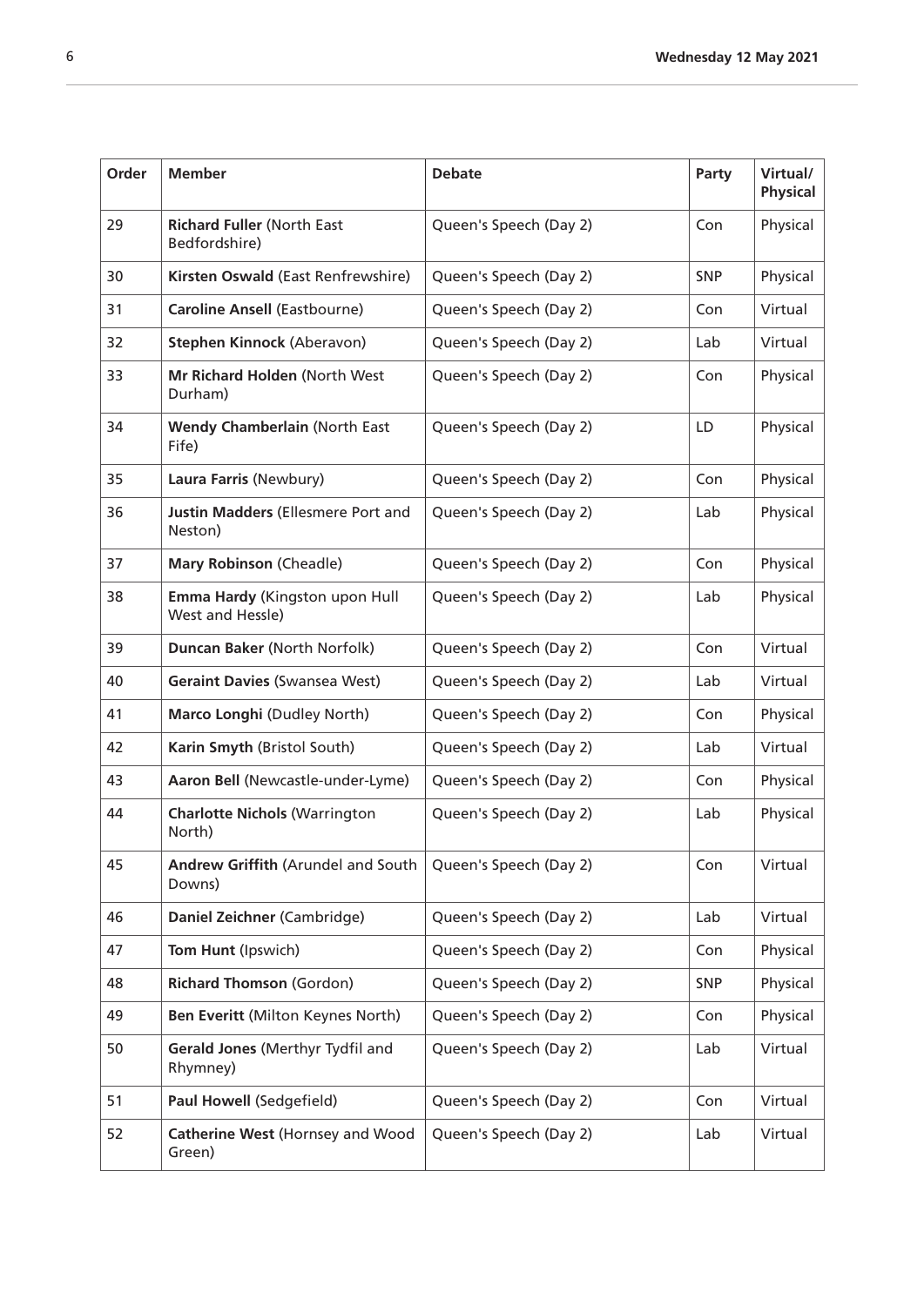| Order | Member | Debate | Party | Virtual/ Physical |
|---|---|---|---|---|
| 29 | **Richard Fuller** (North East Bedfordshire) | Queen's Speech (Day 2) | Con | Physical |
| 30 | **Kirsten Oswald** (East Renfrewshire) | Queen's Speech (Day 2) | SNP | Physical |
| 31 | **Caroline Ansell** (Eastbourne) | Queen's Speech (Day 2) | Con | Virtual |
| 32 | **Stephen Kinnock** (Aberavon) | Queen's Speech (Day 2) | Lab | Virtual |
| 33 | **Mr Richard Holden** (North West Durham) | Queen's Speech (Day 2) | Con | Physical |
| 34 | **Wendy Chamberlain** (North East Fife) | Queen's Speech (Day 2) | LD | Physical |
| 35 | **Laura Farris** (Newbury) | Queen's Speech (Day 2) | Con | Physical |
| 36 | **Justin Madders** (Ellesmere Port and Neston) | Queen's Speech (Day 2) | Lab | Physical |
| 37 | **Mary Robinson** (Cheadle) | Queen's Speech (Day 2) | Con | Physical |
| 38 | **Emma Hardy** (Kingston upon Hull West and Hessle) | Queen's Speech (Day 2) | Lab | Physical |
| 39 | **Duncan Baker** (North Norfolk) | Queen's Speech (Day 2) | Con | Virtual |
| 40 | **Geraint Davies** (Swansea West) | Queen's Speech (Day 2) | Lab | Virtual |
| 41 | **Marco Longhi** (Dudley North) | Queen's Speech (Day 2) | Con | Physical |
| 42 | **Karin Smyth** (Bristol South) | Queen's Speech (Day 2) | Lab | Virtual |
| 43 | **Aaron Bell** (Newcastle-under-Lyme) | Queen's Speech (Day 2) | Con | Physical |
| 44 | **Charlotte Nichols** (Warrington North) | Queen's Speech (Day 2) | Lab | Physical |
| 45 | **Andrew Griffith** (Arundel and South Downs) | Queen's Speech (Day 2) | Con | Virtual |
| 46 | **Daniel Zeichner** (Cambridge) | Queen's Speech (Day 2) | Lab | Virtual |
| 47 | **Tom Hunt** (Ipswich) | Queen's Speech (Day 2) | Con | Physical |
| 48 | **Richard Thomson** (Gordon) | Queen's Speech (Day 2) | SNP | Physical |
| 49 | **Ben Everitt** (Milton Keynes North) | Queen's Speech (Day 2) | Con | Physical |
| 50 | **Gerald Jones** (Merthyr Tydfil and Rhymney) | Queen's Speech (Day 2) | Lab | Virtual |
| 51 | **Paul Howell** (Sedgefield) | Queen's Speech (Day 2) | Con | Virtual |
| 52 | **Catherine West** (Hornsey and Wood Green) | Queen's Speech (Day 2) | Lab | Virtual |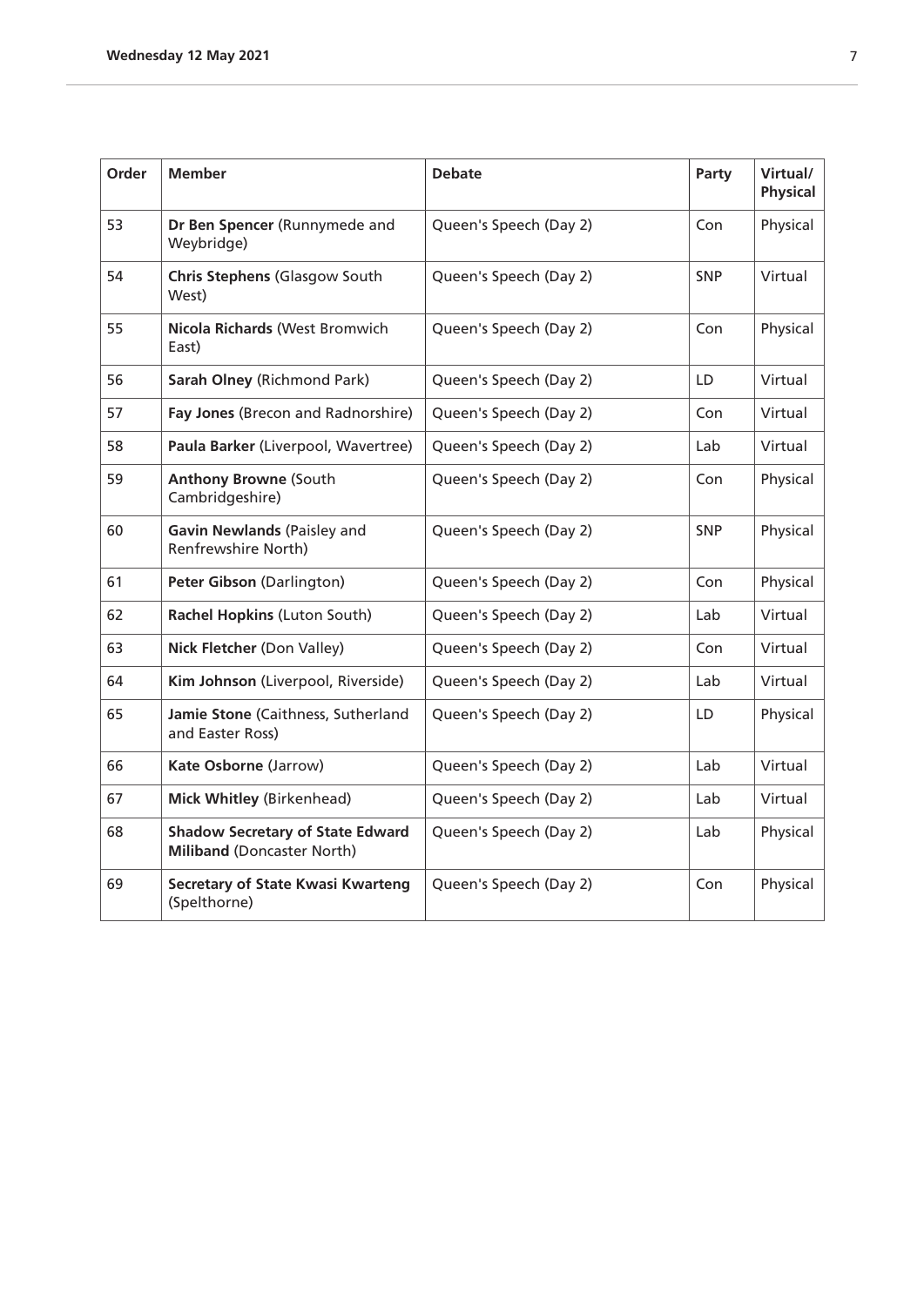| Order | Member | Debate | Party | Virtual/ Physical |
| --- | --- | --- | --- | --- |
| 53 | **Dr Ben Spencer** (Runnymede and Weybridge) | Queen's Speech (Day 2) | Con | Physical |
| 54 | **Chris Stephens** (Glasgow South West) | Queen's Speech (Day 2) | SNP | Virtual |
| 55 | **Nicola Richards** (West Bromwich East) | Queen's Speech (Day 2) | Con | Physical |
| 56 | **Sarah Olney** (Richmond Park) | Queen's Speech (Day 2) | LD | Virtual |
| 57 | **Fay Jones** (Brecon and Radnorshire) | Queen's Speech (Day 2) | Con | Virtual |
| 58 | **Paula Barker** (Liverpool, Wavertree) | Queen's Speech (Day 2) | Lab | Virtual |
| 59 | **Anthony Browne** (South Cambridgeshire) | Queen's Speech (Day 2) | Con | Physical |
| 60 | **Gavin Newlands** (Paisley and Renfrewshire North) | Queen's Speech (Day 2) | SNP | Physical |
| 61 | **Peter Gibson** (Darlington) | Queen's Speech (Day 2) | Con | Physical |
| 62 | **Rachel Hopkins** (Luton South) | Queen's Speech (Day 2) | Lab | Virtual |
| 63 | **Nick Fletcher** (Don Valley) | Queen's Speech (Day 2) | Con | Virtual |
| 64 | **Kim Johnson** (Liverpool, Riverside) | Queen's Speech (Day 2) | Lab | Virtual |
| 65 | **Jamie Stone** (Caithness, Sutherland and Easter Ross) | Queen's Speech (Day 2) | LD | Physical |
| 66 | **Kate Osborne** (Jarrow) | Queen's Speech (Day 2) | Lab | Virtual |
| 67 | **Mick Whitley** (Birkenhead) | Queen's Speech (Day 2) | Lab | Virtual |
| 68 | **Shadow Secretary of State Edward Miliband** (Doncaster North) | Queen's Speech (Day 2) | Lab | Physical |
| 69 | **Secretary of State Kwasi Kwarteng** (Spelthorne) | Queen's Speech (Day 2) | Con | Physical |